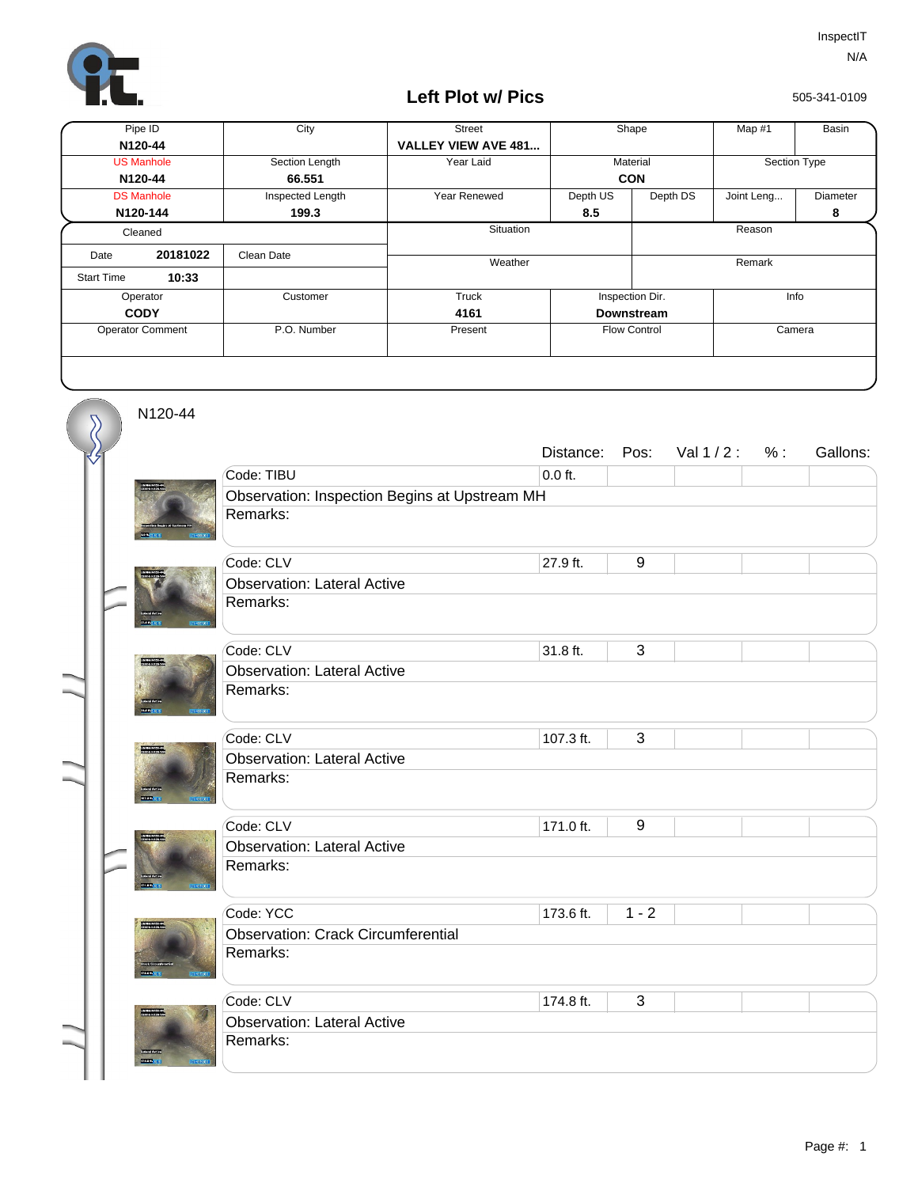InspectIT

N/A

# Left Plot w/ Pics

505-341-0109

| Pipe ID | City | Street | Shape | | Map #1 | Basin |
|---|---|---|---|---|---|---|
| **N120-44** | | **VALLEY VIEW AVE 481...** | | | | |
| US Manhole | Section Length | Year Laid | Material | | Section Type | |
| **N120-44** | **66.551** | | **CON** | | | |
| DS Manhole | Inspected Length | Year Renewed | Depth US | Depth DS | Joint Leng... | Diameter |
| **N120-144** | **199.3** | | **8.5** | | | **8** |

| Cleaned | | | Situation | Reason |
|---|---|---|---|---|
| Date | **20181022** | Clean Date | Weather | Remark |
| Start Time | **10:33** | | | |

| Operator | Customer | Truck | Inspection Dir. | Info |
|---|---|---|---|---|
| **CODY** | | **4161** | **Downstream** | |
| Operator Comment | P.O. Number | Present | Flow Control | Camera |

## N120-44

| Code | Observation | Remarks | Distance: | Pos: | Val 1 / 2 : | % : | Gallons: |
|---|---|---|---|---|---|---|---|
| TIBU | Inspection Begins at Upstream MH | | 0.0 ft. | | | | |
| CLV | Lateral Active | | 27.9 ft. | 9 | | | |
| CLV | Lateral Active | | 31.8 ft. | 3 | | | |
| CLV | Lateral Active | | 107.3 ft. | 3 | | | |
| CLV | Lateral Active | | 171.0 ft. | 9 | | | |
| YCC | Crack Circumferential | | 173.6 ft. | 1 - 2 | | | |
| CLV | Lateral Active | | 174.8 ft. | 3 | | | |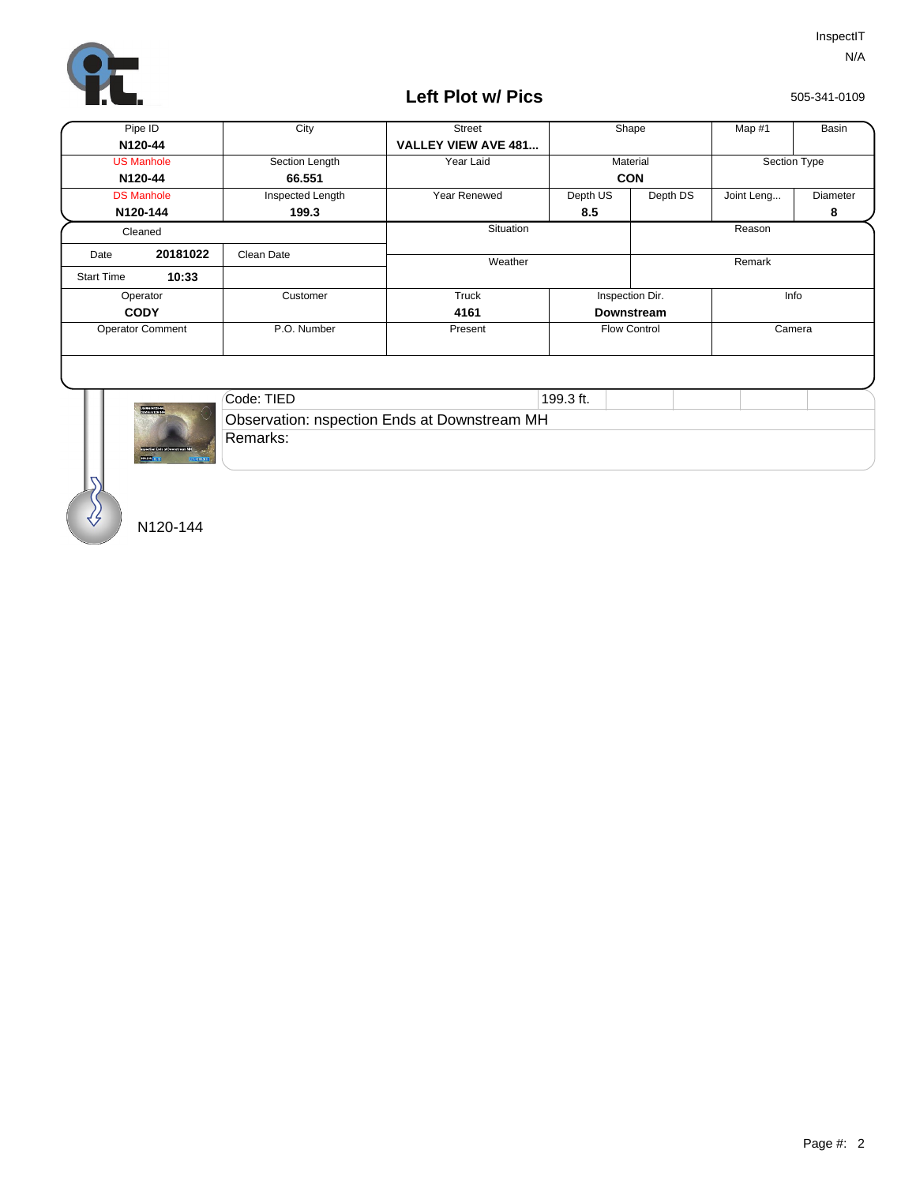InspectIT

N/A

# Left Plot w/ Pics

505-341-0109

| Pipe ID | City | Street | Shape | | Map #1 | Basin |
|---|---|---|---|---|---|---|
| **N120-44** | | **VALLEY VIEW AVE 481...** | | | | |
| US Manhole | Section Length | Year Laid | Material | | Section Type | |
| **N120-44** | **66.551** | | **CON** | | | |
| DS Manhole | Inspected Length | Year Renewed | Depth US | Depth DS | Joint Leng... | Diameter |
| **N120-144** | **199.3** | | **8.5** | | | **8** |

| Cleaned | | | Situation | | Reason |
|---|---|---|---|---|---|
| Date | **20181022** | Clean Date | Weather | | Remark |
| Start Time | **10:33** | | | | |
| Operator | | Customer | Truck | Inspection Dir. | Info |
| **CODY** | | | **4161** | **Downstream** | |
| Operator Comment | | P.O. Number | Present | Flow Control | Camera |

| Code: TIED | 199.3 ft. |
|---|---|
| Observation: nspection Ends at Downstream MH | |
| Remarks: | |

N120-144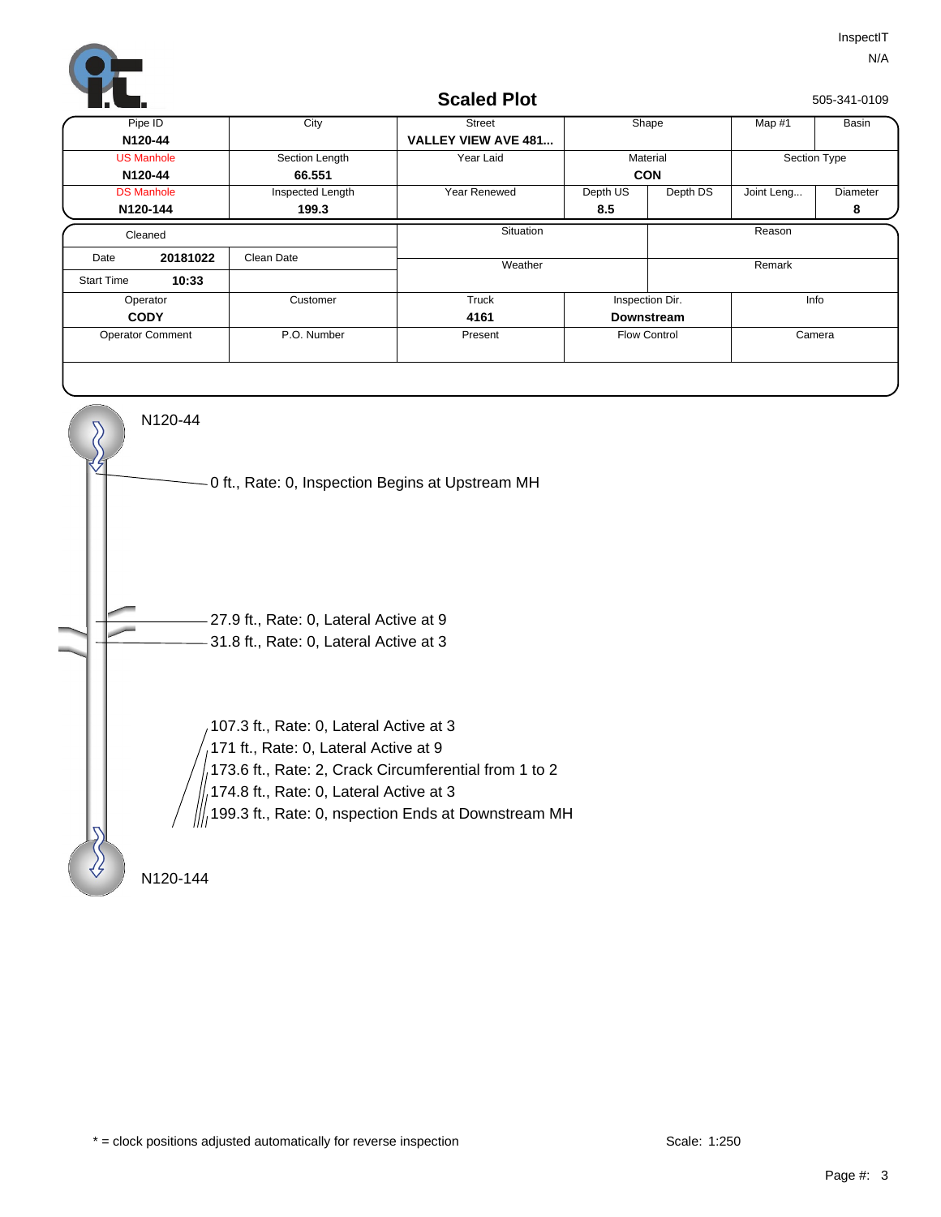InspectIT
N/A

# Scaled Plot

505-341-0109

| Pipe ID | City | Street | Shape | | Map #1 | Basin |
|---|---|---|---|---|---|---|
| **N120-44** | | **VALLEY VIEW AVE 481...** | | | | |
| US Manhole | Section Length | Year Laid | Material | | Section Type | |
| **N120-44** | **66.551** | | **CON** | | | |
| DS Manhole | Inspected Length | Year Renewed | Depth US | Depth DS | Joint Leng... | Diameter |
| **N120-144** | **199.3** | | **8.5** | | | **8** |

| Cleaned | | | Situation | | Reason |
|---|---|---|---|---|---|
| Date **20181022** | Clean Date | | Weather | | Remark |
| Start Time **10:33** | | | | | |
| Operator | Customer | Truck | Inspection Dir. | | Info |
| **CODY** | | **4161** | **Downstream** | | |
| Operator Comment | P.O. Number | Present | Flow Control | | Camera |

N120-44

0 ft., Rate: 0, Inspection Begins at Upstream MH

27.9 ft., Rate: 0, Lateral Active at 9

31.8 ft., Rate: 0, Lateral Active at 3

107.3 ft., Rate: 0, Lateral Active at 3

171 ft., Rate: 0, Lateral Active at 9

173.6 ft., Rate: 2, Crack Circumferential from 1 to 2

174.8 ft., Rate: 0, Lateral Active at 3

199.3 ft., Rate: 0, nspection Ends at Downstream MH

N120-144

* = clock positions adjusted automatically for reverse inspection

Scale: 1:250